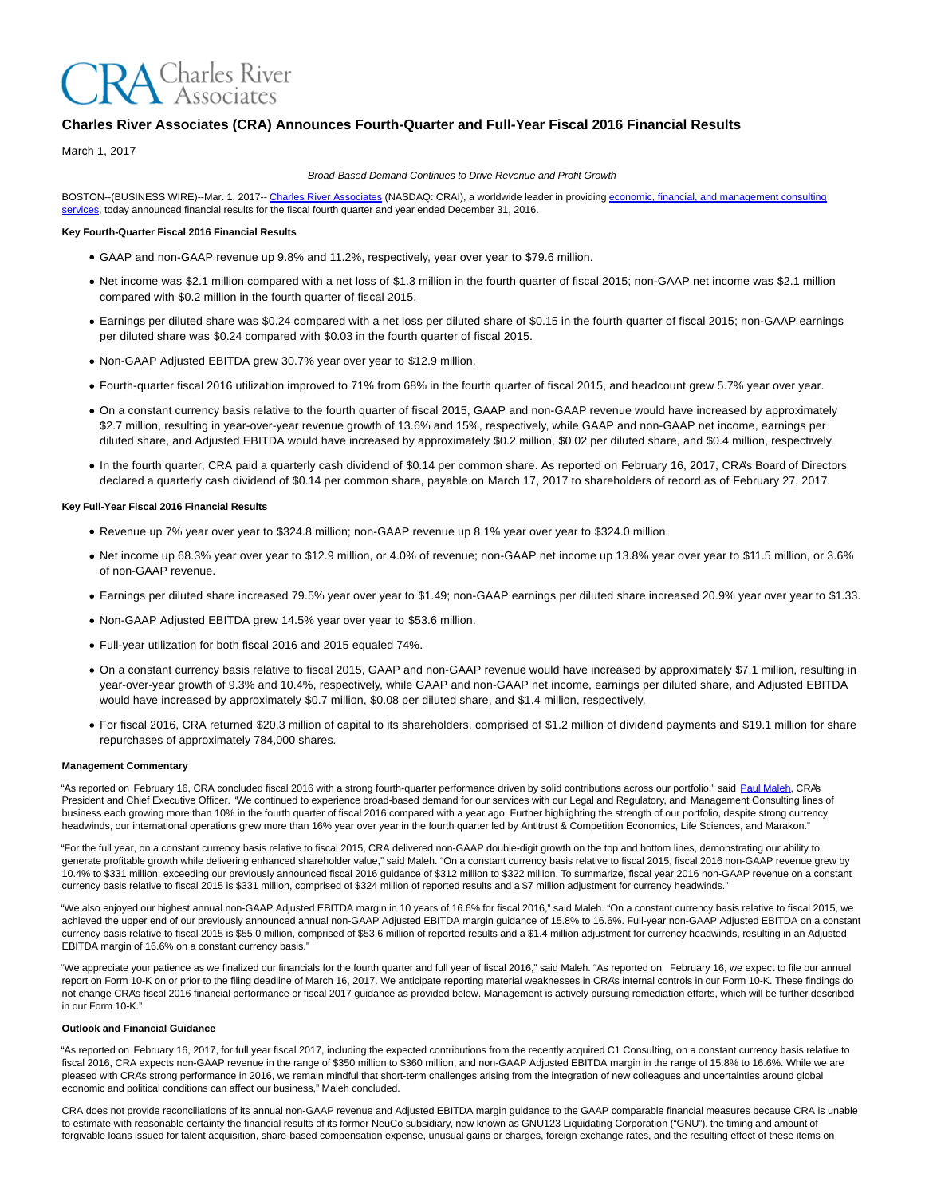# Charles River Associates (CRA) Announces Fourth-Quarter and Full-Year Fiscal 2016 Financial Results

March 1, 2017

*Broad-Based Demand Continues to Drive Revenue and Profit Growth*

BOSTON--(BUSINESS WIRE)--Mar. 1, 2017-- Charles River Associates (NASDAQ: CRAI), a worldwide leader in providing economic, financial, and management consulting services, today announced financial results for the fiscal fourth quarter and year ended December 31, 2016.

**Key Fourth-Quarter Fiscal 2016 Financial Results**

- GAAP and non-GAAP revenue up 9.8% and 11.2%, respectively, year over year to $79.6 million.
- Net income was $2.1 million compared with a net loss of $1.3 million in the fourth quarter of fiscal 2015; non-GAAP net income was $2.1 million compared with $0.2 million in the fourth quarter of fiscal 2015.
- Earnings per diluted share was $0.24 compared with a net loss per diluted share of $0.15 in the fourth quarter of fiscal 2015; non-GAAP earnings per diluted share was $0.24 compared with $0.03 in the fourth quarter of fiscal 2015.
- Non-GAAP Adjusted EBITDA grew 30.7% year over year to $12.9 million.
- Fourth-quarter fiscal 2016 utilization improved to 71% from 68% in the fourth quarter of fiscal 2015, and headcount grew 5.7% year over year.
- On a constant currency basis relative to the fourth quarter of fiscal 2015, GAAP and non-GAAP revenue would have increased by approximately $2.7 million, resulting in year-over-year revenue growth of 13.6% and 15%, respectively, while GAAP and non-GAAP net income, earnings per diluted share, and Adjusted EBITDA would have increased by approximately $0.2 million, $0.02 per diluted share, and $0.4 million, respectively.
- In the fourth quarter, CRA paid a quarterly cash dividend of $0.14 per common share. As reported on February 16, 2017, CRA's Board of Directors declared a quarterly cash dividend of $0.14 per common share, payable on March 17, 2017 to shareholders of record as of February 27, 2017.

**Key Full-Year Fiscal 2016 Financial Results**

- Revenue up 7% year over year to $324.8 million; non-GAAP revenue up 8.1% year over year to $324.0 million.
- Net income up 68.3% year over year to $12.9 million, or 4.0% of revenue; non-GAAP net income up 13.8% year over year to $11.5 million, or 3.6% of non-GAAP revenue.
- Earnings per diluted share increased 79.5% year over year to $1.49; non-GAAP earnings per diluted share increased 20.9% year over year to $1.33.
- Non-GAAP Adjusted EBITDA grew 14.5% year over year to $53.6 million.
- Full-year utilization for both fiscal 2016 and 2015 equaled 74%.
- On a constant currency basis relative to fiscal 2015, GAAP and non-GAAP revenue would have increased by approximately $7.1 million, resulting in year-over-year growth of 9.3% and 10.4%, respectively, while GAAP and non-GAAP net income, earnings per diluted share, and Adjusted EBITDA would have increased by approximately $0.7 million, $0.08 per diluted share, and $1.4 million, respectively.
- For fiscal 2016, CRA returned $20.3 million of capital to its shareholders, comprised of $1.2 million of dividend payments and $19.1 million for share repurchases of approximately 784,000 shares.

**Management Commentary**

"As reported on February 16, CRA concluded fiscal 2016 with a strong fourth-quarter performance driven by solid contributions across our portfolio," said Paul Maleh, CRA's President and Chief Executive Officer. "We continued to experience broad-based demand for our services with our Legal and Regulatory, and Management Consulting lines of business each growing more than 10% in the fourth quarter of fiscal 2016 compared with a year ago. Further highlighting the strength of our portfolio, despite strong currency headwinds, our international operations grew more than 16% year over year in the fourth quarter led by Antitrust & Competition Economics, Life Sciences, and Marakon."

"For the full year, on a constant currency basis relative to fiscal 2015, CRA delivered non-GAAP double-digit growth on the top and bottom lines, demonstrating our ability to generate profitable growth while delivering enhanced shareholder value," said Maleh. "On a constant currency basis relative to fiscal 2015, fiscal 2016 non-GAAP revenue grew by 10.4% to $331 million, exceeding our previously announced fiscal 2016 guidance of $312 million to $322 million. To summarize, fiscal year 2016 non-GAAP revenue on a constant currency basis relative to fiscal 2015 is $331 million, comprised of $324 million of reported results and a $7 million adjustment for currency headwinds."

"We also enjoyed our highest annual non-GAAP Adjusted EBITDA margin in 10 years of 16.6% for fiscal 2016," said Maleh. "On a constant currency basis relative to fiscal 2015, we achieved the upper end of our previously announced annual non-GAAP Adjusted EBITDA margin guidance of 15.8% to 16.6%. Full-year non-GAAP Adjusted EBITDA on a constant currency basis relative to fiscal 2015 is $55.0 million, comprised of $53.6 million of reported results and a $1.4 million adjustment for currency headwinds, resulting in an Adjusted EBITDA margin of 16.6% on a constant currency basis."

"We appreciate your patience as we finalized our financials for the fourth quarter and full year of fiscal 2016," said Maleh. "As reported on February 16, we expect to file our annual report on Form 10-K on or prior to the filing deadline of March 16, 2017. We anticipate reporting material weaknesses in CRA's internal controls in our Form 10-K. These findings do not change CRA's fiscal 2016 financial performance or fiscal 2017 guidance as provided below. Management is actively pursuing remediation efforts, which will be further described in our Form 10-K."

**Outlook and Financial Guidance**

"As reported on February 16, 2017, for full year fiscal 2017, including the expected contributions from the recently acquired C1 Consulting, on a constant currency basis relative to fiscal 2016, CRA expects non-GAAP revenue in the range of $350 million to $360 million, and non-GAAP Adjusted EBITDA margin in the range of 15.8% to 16.6%. While we are pleased with CRA's strong performance in 2016, we remain mindful that short-term challenges arising from the integration of new colleagues and uncertainties around global economic and political conditions can affect our business," Maleh concluded.

CRA does not provide reconciliations of its annual non-GAAP revenue and Adjusted EBITDA margin guidance to the GAAP comparable financial measures because CRA is unable to estimate with reasonable certainty the financial results of its former NeuCo subsidiary, now known as GNU123 Liquidating Corporation ("GNU"), the timing and amount of forgivable loans issued for talent acquisition, share-based compensation expense, unusual gains or charges, foreign exchange rates, and the resulting effect of these items on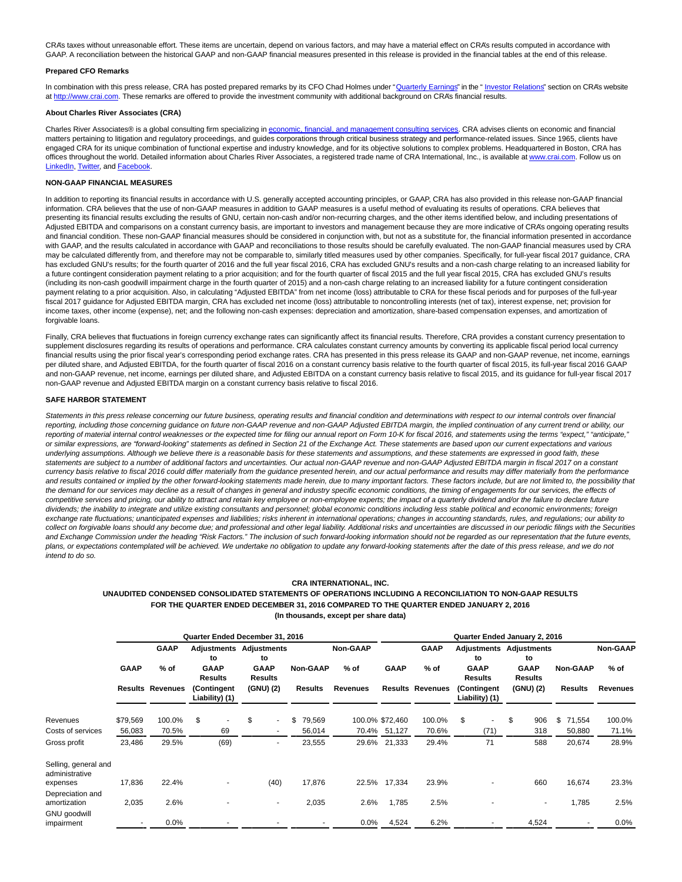CRA's taxes without unreasonable effort. These items are uncertain, depend on various factors, and may have a material effect on CRA's results computed in accordance with GAAP. A reconciliation between the historical GAAP and non-GAAP financial measures presented in this release is provided in the financial tables at the end of this release.

**Prepared CFO Remarks**

In combination with this press release, CRA has posted prepared remarks by its CFO Chad Holmes under "Quarterly Earnings" in the " Investor Relations" section on CRA's website at http://www.crai.com. These remarks are offered to provide the investment community with additional background on CRA's financial results.

**About Charles River Associates (CRA)**

Charles River Associates® is a global consulting firm specializing in economic, financial, and management consulting services. CRA advises clients on economic and financial matters pertaining to litigation and regulatory proceedings, and guides corporations through critical business strategy and performance-related issues. Since 1965, clients have engaged CRA for its unique combination of functional expertise and industry knowledge, and for its objective solutions to complex problems. Headquartered in Boston, CRA has offices throughout the world. Detailed information about Charles River Associates, a registered trade name of CRA International, Inc., is available at www.crai.com. Follow us on LinkedIn, Twitter, and Facebook.

**NON-GAAP FINANCIAL MEASURES**

In addition to reporting its financial results in accordance with U.S. generally accepted accounting principles, or GAAP, CRA has also provided in this release non-GAAP financial information. CRA believes that the use of non-GAAP measures in addition to GAAP measures is a useful method of evaluating its results of operations. CRA believes that presenting its financial results excluding the results of GNU, certain non-cash and/or non-recurring charges, and the other items identified below, and including presentations of Adjusted EBITDA and comparisons on a constant currency basis, are important to investors and management because they are more indicative of CRA's ongoing operating results and financial condition. These non-GAAP financial measures should be considered in conjunction with, but not as a substitute for, the financial information presented in accordance with GAAP, and the results calculated in accordance with GAAP and reconciliations to those results should be carefully evaluated. The non-GAAP financial measures used by CRA may be calculated differently from, and therefore may not be comparable to, similarly titled measures used by other companies. Specifically, for full-year fiscal 2017 guidance, CRA has excluded GNU's results; for the fourth quarter of 2016 and the full year fiscal 2016, CRA has excluded GNU's results and a non-cash charge relating to an increased liability for a future contingent consideration payment relating to a prior acquisition; and for the fourth quarter of fiscal 2015 and the full year fiscal 2015, CRA has excluded GNU's results (including its non-cash goodwill impairment charge in the fourth quarter of 2015) and a non-cash charge relating to an increased liability for a future contingent consideration payment relating to a prior acquisition. Also, in calculating "Adjusted EBITDA" from net income (loss) attributable to CRA for these fiscal periods and for purposes of the full-year fiscal 2017 guidance for Adjusted EBITDA margin, CRA has excluded net income (loss) attributable to noncontrolling interests (net of tax), interest expense, net; provision for income taxes, other income (expense), net; and the following non-cash expenses: depreciation and amortization, share-based compensation expenses, and amortization of forgivable loans.

Finally, CRA believes that fluctuations in foreign currency exchange rates can significantly affect its financial results. Therefore, CRA provides a constant currency presentation to supplement disclosures regarding its results of operations and performance. CRA calculates constant currency amounts by converting its applicable fiscal period local currency financial results using the prior fiscal year's corresponding period exchange rates. CRA has presented in this press release its GAAP and non-GAAP revenue, net income, earnings per diluted share, and Adjusted EBITDA, for the fourth quarter of fiscal 2016 on a constant currency basis relative to the fourth quarter of fiscal 2015, its full-year fiscal 2016 GAAP and non-GAAP revenue, net income, earnings per diluted share, and Adjusted EBITDA on a constant currency basis relative to fiscal 2015, and its guidance for full-year fiscal 2017 non-GAAP revenue and Adjusted EBITDA margin on a constant currency basis relative to fiscal 2016.

**SAFE HARBOR STATEMENT**

*Statements in this press release concerning our future business, operating results and financial condition and determinations with respect to our internal controls over financial reporting, including those concerning guidance on future non-GAAP revenue and non-GAAP Adjusted EBITDA margin, the implied continuation of any current trend or ability, our reporting of material internal control weaknesses or the expected time for filing our annual report on Form 10-K for fiscal 2016, and statements using the terms "expect," "anticipate," or similar expressions, are "forward-looking" statements as defined in Section 21 of the Exchange Act. These statements are based upon our current expectations and various underlying assumptions. Although we believe there is a reasonable basis for these statements and assumptions, and these statements are expressed in good faith, these statements are subject to a number of additional factors and uncertainties. Our actual non-GAAP revenue and non-GAAP Adjusted EBITDA margin in fiscal 2017 on a constant currency basis relative to fiscal 2016 could differ materially from the guidance presented herein, and our actual performance and results may differ materially from the performance and results contained or implied by the other forward-looking statements made herein, due to many important factors. These factors include, but are not limited to, the possibility that the demand for our services may decline as a result of changes in general and industry specific economic conditions, the timing of engagements for our services, the effects of competitive services and pricing, our ability to attract and retain key employee or non-employee experts; the impact of a quarterly dividend and/or the failure to declare future dividends; the inability to integrate and utilize existing consultants and personnel; global economic conditions including less stable political and economic environments; foreign exchange rate fluctuations; unanticipated expenses and liabilities; risks inherent in international operations; changes in accounting standards, rules, and regulations; our ability to collect on forgivable loans should any become due; and professional and other legal liability. Additional risks and uncertainties are discussed in our periodic filings with the Securities and Exchange Commission under the heading "Risk Factors." The inclusion of such forward-looking information should not be regarded as our representation that the future events, plans, or expectations contemplated will be achieved. We undertake no obligation to update any forward-looking statements after the date of this press release, and we do not intend to do so.*

**CRA INTERNATIONAL, INC.**
**UNAUDITED CONDENSED CONSOLIDATED STATEMENTS OF OPERATIONS INCLUDING A RECONCILIATION TO NON-GAAP RESULTS**
**FOR THE QUARTER ENDED DECEMBER 31, 2016 COMPARED TO THE QUARTER ENDED JANUARY 2, 2016**
**(In thousands, except per share data)**

| | Quarter Ended December 31, 2016 | | | | | | Quarter Ended January 2, 2016 | | | | | |
|---|---|---|---|---|---|---|---|---|---|---|---|---|
| | GAAP Results | GAAP % of Revenues | Adjustments to GAAP Results (Contingent Liability) (1) | Adjustments to GAAP Results (GNU) (2) | Non-GAAP Results | Non-GAAP % of Revenues | GAAP Results | GAAP % of Revenues | Adjustments to GAAP Results (Contingent Liability) (1) | Adjustments to GAAP Results (GNU) (2) | Non-GAAP Results | Non-GAAP % of Revenues |
| Revenues | $79,569 | 100.0% | $ - | $ - | $ 79,569 | 100.0% | $72,460 | 100.0% | $ - | $ 906 | $ 71,554 | 100.0% |
| Costs of services | 56,083 | 70.5% | 69 | - | 56,014 | 70.4% | 51,127 | 70.6% | (71) | 318 | 50,880 | 71.1% |
| Gross profit | 23,486 | 29.5% | (69) | - | 23,555 | 29.6% | 21,333 | 29.4% | 71 | 588 | 20,674 | 28.9% |
| Selling, general and administrative expenses | 17,836 | 22.4% | - | (40) | 17,876 | 22.5% | 17,334 | 23.9% | - | 660 | 16,674 | 23.3% |
| Depreciation and amortization | 2,035 | 2.6% | - | - | 2,035 | 2.6% | 1,785 | 2.5% | - | - | 1,785 | 2.5% |
| GNU goodwill impairment | - | 0.0% | - | - | - | 0.0% | 4,524 | 6.2% | - | 4,524 | - | 0.0% |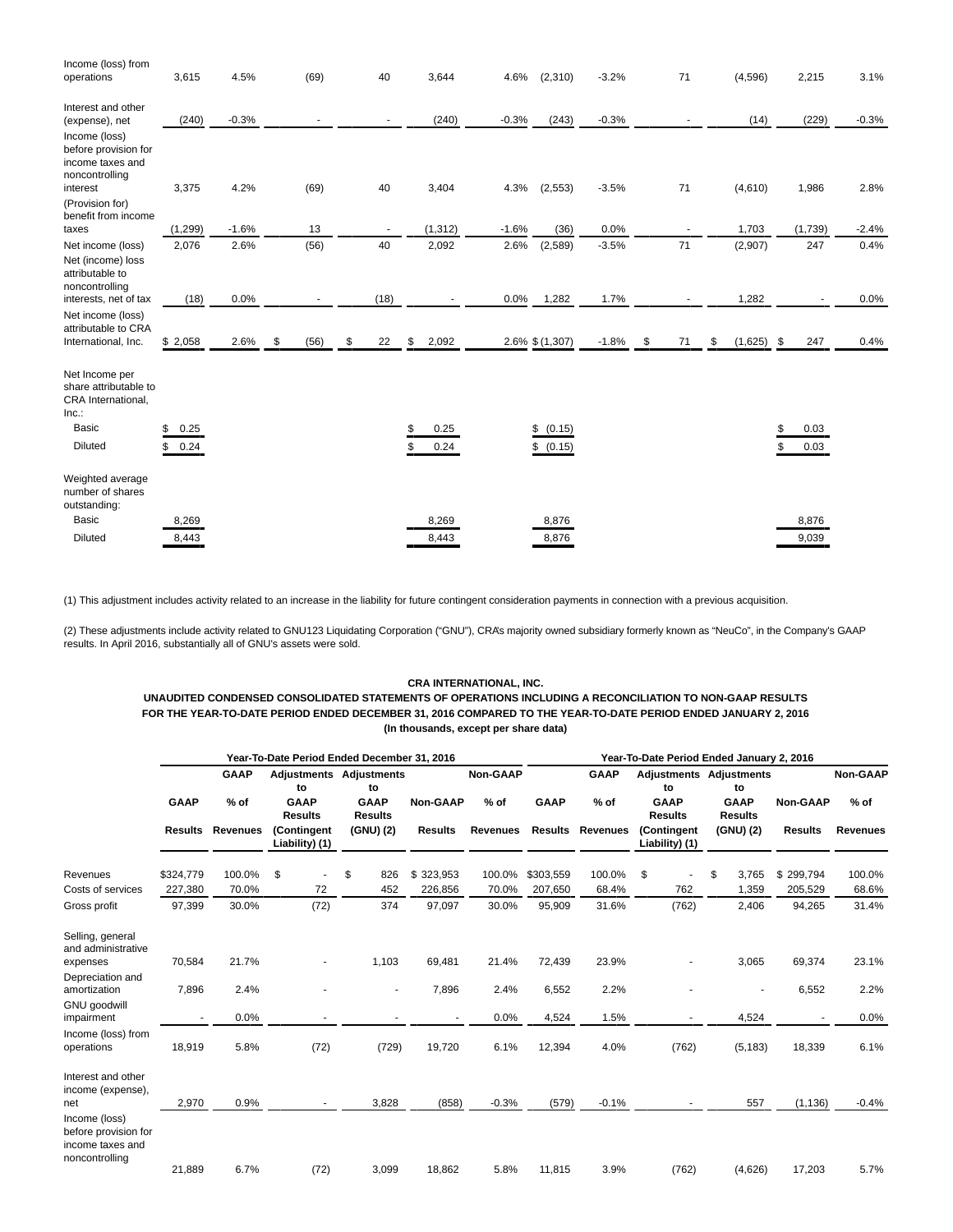| | | | | | | | | | | | | |
|---|---|---|---|---|---|---|---|---|---|---|---|---|
| Income (loss) from operations | 3,615 | 4.5% | (69) | 40 | 3,644 | 4.6% | (2,310) | -3.2% | 71 | (4,596) | 2,215 | 3.1% |
| Interest and other (expense), net | (240) | -0.3% | - | - | (240) | -0.3% | (243) | -0.3% | - | (14) | (229) | -0.3% |
| Income (loss) before provision for income taxes and noncontrolling interest | 3,375 | 4.2% | (69) | 40 | 3,404 | 4.3% | (2,553) | -3.5% | 71 | (4,610) | 1,986 | 2.8% |
| (Provision for) benefit from income taxes | (1,299) | -1.6% | 13 | - | (1,312) | -1.6% | (36) | 0.0% | - | 1,703 | (1,739) | -2.4% |
| Net income (loss) | 2,076 | 2.6% | (56) | 40 | 2,092 | 2.6% | (2,589) | -3.5% | 71 | (2,907) | 247 | 0.4% |
| Net (income) loss attributable to noncontrolling interests, net of tax | (18) | 0.0% | - | (18) | - | 0.0% | 1,282 | 1.7% | - | 1,282 | - | 0.0% |
| Net income (loss) attributable to CRA International, Inc. | $ 2,058 | 2.6% | $ (56) | $ 22 | $ 2,092 | 2.6% | $ (1,307) | -1.8% | $ 71 | $ (1,625) | $ 247 | 0.4% |
| Net Income per share attributable to CRA International, Inc.: | | | | | | | | | | | | |
| Basic | $ 0.25 | | | | $ 0.25 | | $ (0.15) | | | | $ 0.03 | |
| Diluted | $ 0.24 | | | | $ 0.24 | | $ (0.15) | | | | $ 0.03 | |
| Weighted average number of shares outstanding: | | | | | | | | | | | | |
| Basic | 8,269 | | | | 8,269 | | 8,876 | | | | 8,876 | |
| Diluted | 8,443 | | | | 8,443 | | 8,876 | | | | 9,039 | |

(1) This adjustment includes activity related to an increase in the liability for future contingent consideration payments in connection with a previous acquisition.

(2) These adjustments include activity related to GNU123 Liquidating Corporation ("GNU"), CRA's majority owned subsidiary formerly known as "NeuCo", in the Company's GAAP results. In April 2016, substantially all of GNU's assets were sold.

**CRA INTERNATIONAL, INC.**
**UNAUDITED CONDENSED CONSOLIDATED STATEMENTS OF OPERATIONS INCLUDING A RECONCILIATION TO NON-GAAP RESULTS**
**FOR THE YEAR-TO-DATE PERIOD ENDED DECEMBER 31, 2016 COMPARED TO THE YEAR-TO-DATE PERIOD ENDED JANUARY 2, 2016**
**(In thousands, except per share data)**

| | Year-To-Date Period Ended December 31, 2016 | | | | | | Year-To-Date Period Ended January 2, 2016 | | | | | |
|---|---|---|---|---|---|---|---|---|---|---|---|---|
| | GAAP Results | GAAP % of Revenues | Adjustments to GAAP Results (Contingent Liability) (1) | Adjustments to GAAP Results (GNU) (2) | Non-GAAP Results | Non-GAAP % of Revenues | GAAP Results | GAAP % of Revenues | Adjustments to GAAP Results (Contingent Liability) (1) | Adjustments to GAAP Results (GNU) (2) | Non-GAAP Results | Non-GAAP % of Revenues |
| Revenues | $324,779 | 100.0% | $ - | $ 826 | $ 323,953 | 100.0% | $303,559 | 100.0% | $ - | $ 3,765 | $ 299,794 | 100.0% |
| Costs of services | 227,380 | 70.0% | 72 | 452 | 226,856 | 70.0% | 207,650 | 68.4% | 762 | 1,359 | 205,529 | 68.6% |
| Gross profit | 97,399 | 30.0% | (72) | 374 | 97,097 | 30.0% | 95,909 | 31.6% | (762) | 2,406 | 94,265 | 31.4% |
| Selling, general and administrative expenses | 70,584 | 21.7% | - | 1,103 | 69,481 | 21.4% | 72,439 | 23.9% | - | 3,065 | 69,374 | 23.1% |
| Depreciation and amortization | 7,896 | 2.4% | - | - | 7,896 | 2.4% | 6,552 | 2.2% | - | - | 6,552 | 2.2% |
| GNU goodwill impairment | - | 0.0% | - | - | - | 0.0% | 4,524 | 1.5% | - | 4,524 | - | 0.0% |
| Income (loss) from operations | 18,919 | 5.8% | (72) | (729) | 19,720 | 6.1% | 12,394 | 4.0% | (762) | (5,183) | 18,339 | 6.1% |
| Interest and other income (expense), net | 2,970 | 0.9% | - | 3,828 | (858) | -0.3% | (579) | -0.1% | - | 557 | (1,136) | -0.4% |
| Income (loss) before provision for income taxes and noncontrolling | 21,889 | 6.7% | (72) | 3,099 | 18,862 | 5.8% | 11,815 | 3.9% | (762) | (4,626) | 17,203 | 5.7% |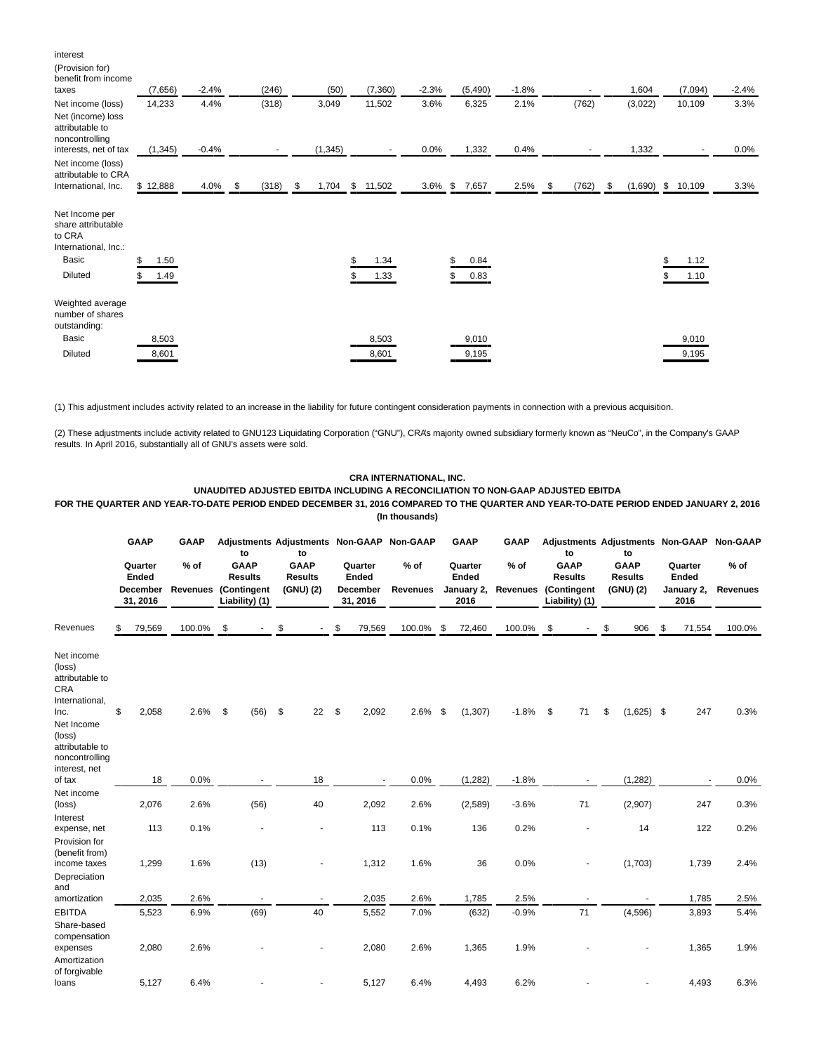| | | | | | | | | | | | | |
|---|---|---|---|---|---|---|---|---|---|---|---|---|
| interest | | | | | | | | | | | | |
| (Provision for) benefit from income taxes | (7,656) | -2.4% | (246) | (50) | (7,360) | -2.3% | (5,490) | -1.8% | - | 1,604 | (7,094) | -2.4% |
| Net income (loss) | 14,233 | 4.4% | (318) | 3,049 | 11,502 | 3.6% | 6,325 | 2.1% | (762) | (3,022) | 10,109 | 3.3% |
| Net (income) loss attributable to noncontrolling interests, net of tax | (1,345) | -0.4% | - | (1,345) | - | 0.0% | 1,332 | 0.4% | - | 1,332 | - | 0.0% |
| Net income (loss) attributable to CRA International, Inc. | $ 12,888 | 4.0% | $ (318) | $ 1,704 | $ 11,502 | 3.6% | $ 7,657 | 2.5% | $ (762) | $ (1,690) | $ 10,109 | 3.3% |
| Net Income per share attributable to CRA International, Inc.: | | | | | | | | | | | | |
| Basic | $ 1.50 | | | | $ 1.34 | | $ 0.84 | | | | $ 1.12 | |
| Diluted | $ 1.49 | | | | $ 1.33 | | $ 0.83 | | | | $ 1.10 | |
| Weighted average number of shares outstanding: | | | | | | | | | | | | |
| Basic | 8,503 | | | | 8,503 | | 9,010 | | | | 9,010 | |
| Diluted | 8,601 | | | | 8,601 | | 9,195 | | | | 9,195 | |

(1) This adjustment includes activity related to an increase in the liability for future contingent consideration payments in connection with a previous acquisition.

(2) These adjustments include activity related to GNU123 Liquidating Corporation ("GNU"), CRA's majority owned subsidiary formerly known as "NeuCo", in the Company's GAAP results. In April 2016, substantially all of GNU's assets were sold.

**CRA INTERNATIONAL, INC.**

**UNAUDITED ADJUSTED EBITDA INCLUDING A RECONCILIATION TO NON-GAAP ADJUSTED EBITDA**

**FOR THE QUARTER AND YEAR-TO-DATE PERIOD ENDED DECEMBER 31, 2016 COMPARED TO THE QUARTER AND YEAR-TO-DATE PERIOD ENDED JANUARY 2, 2016**

**(In thousands)**

| | GAAP | GAAP | Adjustments to | Adjustments to | Non-GAAP | Non-GAAP | GAAP | GAAP | Adjustments to | Adjustments to | Non-GAAP | Non-GAAP |
|---|---|---|---|---|---|---|---|---|---|---|---|---|
| | Quarter Ended December 31, 2016 | % of Revenues | GAAP Results (Contingent Liability) (1) | GAAP Results (GNU) (2) | Quarter Ended December 31, 2016 | % of Revenues | Quarter Ended January 2, 2016 | % of Revenues | GAAP Results (Contingent Liability) (1) | GAAP Results (GNU) (2) | Quarter Ended January 2, 2016 | % of Revenues |
| Revenues | $ 79,569 | 100.0% | $ - | $ - | $ 79,569 | 100.0% | $ 72,460 | 100.0% | $ - | $ 906 | $ 71,554 | 100.0% |
| Net income (loss) attributable to CRA International, Inc. | $ 2,058 | 2.6% | $ (56) | $ 22 | $ 2,092 | 2.6% | $ (1,307) | -1.8% | $ 71 | $ (1,625) | $ 247 | 0.3% |
| Net Income (loss) attributable to noncontrolling interest, net of tax | 18 | 0.0% | - | 18 | - | 0.0% | (1,282) | -1.8% | - | (1,282) | - | 0.0% |
| Net income (loss) | 2,076 | 2.6% | (56) | 40 | 2,092 | 2.6% | (2,589) | -3.6% | 71 | (2,907) | 247 | 0.3% |
| Interest expense, net | 113 | 0.1% | - | - | 113 | 0.1% | 136 | 0.2% | - | 14 | 122 | 0.2% |
| Provision for (benefit from) income taxes | 1,299 | 1.6% | (13) | - | 1,312 | 1.6% | 36 | 0.0% | - | (1,703) | 1,739 | 2.4% |
| Depreciation and amortization | 2,035 | 2.6% | - | - | 2,035 | 2.6% | 1,785 | 2.5% | - | - | 1,785 | 2.5% |
| EBITDA | 5,523 | 6.9% | (69) | 40 | 5,552 | 7.0% | (632) | -0.9% | 71 | (4,596) | 3,893 | 5.4% |
| Share-based compensation expenses | 2,080 | 2.6% | - | - | 2,080 | 2.6% | 1,365 | 1.9% | - | - | 1,365 | 1.9% |
| Amortization of forgivable loans | 5,127 | 6.4% | - | - | 5,127 | 6.4% | 4,493 | 6.2% | - | - | 4,493 | 6.3% |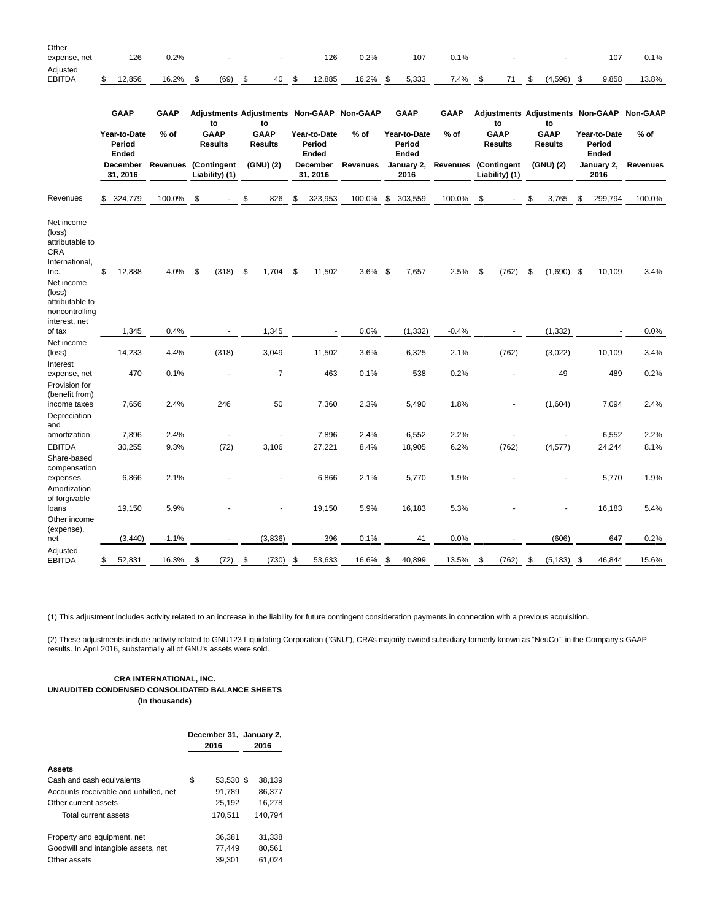| | | | | | | | | | | | |
|---|---|---|---|---|---|---|---|---|---|---|---|
| Other expense, net | 126 | 0.2% | - | - | 126 | 0.2% | 107 | 0.1% | - | - | 107 | 0.1% |
| Adjusted EBITDA | $ 12,856 | 16.2% | $ (69) | $ 40 | $ 12,885 | 16.2% | $ 5,333 | 7.4% | $ 71 | $ (4,596) | $ 9,858 | 13.8% |

| | GAAP | GAAP | Adjustments to | Adjustments to | Non-GAAP | Non-GAAP | GAAP | GAAP | Adjustments to | Adjustments to | Non-GAAP | Non-GAAP |
|---|---|---|---|---|---|---|---|---|---|---|---|---|
| | Year-to-Date Period Ended | % of | GAAP Results | GAAP Results | Year-to-Date Period Ended | % of | Year-to-Date Period Ended | % of | GAAP Results | GAAP Results | Year-to-Date Period Ended | % of |
| | December 31, 2016 | Revenues | (Contingent Liability) (1) | (GNU) (2) | December 31, 2016 | Revenues | January 2, 2016 | Revenues | (Contingent Liability) (1) | (GNU) (2) | January 2, 2016 | Revenues |
| Revenues | $ 324,779 | 100.0% | $ - | $ 826 | $ 323,953 | 100.0% | $ 303,559 | 100.0% | $ - | $ 3,765 | $ 299,794 | 100.0% |
| Net income (loss) attributable to CRA International, Inc. | $ 12,888 | 4.0% | $ (318) | $ 1,704 | $ 11,502 | 3.6% | $ 7,657 | 2.5% | $ (762) | $ (1,690) | $ 10,109 | 3.4% |
| Net income (loss) attributable to noncontrolling interest, net of tax | 1,345 | 0.4% | - | 1,345 | - | 0.0% | (1,332) | -0.4% | - | (1,332) | - | 0.0% |
| Net income (loss) | 14,233 | 4.4% | (318) | 3,049 | 11,502 | 3.6% | 6,325 | 2.1% | (762) | (3,022) | 10,109 | 3.4% |
| Interest expense, net | 470 | 0.1% | - | 7 | 463 | 0.1% | 538 | 0.2% | - | 49 | 489 | 0.2% |
| Provision for (benefit from) income taxes | 7,656 | 2.4% | 246 | 50 | 7,360 | 2.3% | 5,490 | 1.8% | - | (1,604) | 7,094 | 2.4% |
| Depreciation and amortization | 7,896 | 2.4% | - | - | 7,896 | 2.4% | 6,552 | 2.2% | - | - | 6,552 | 2.2% |
| EBITDA | 30,255 | 9.3% | (72) | 3,106 | 27,221 | 8.4% | 18,905 | 6.2% | (762) | (4,577) | 24,244 | 8.1% |
| Share-based compensation expenses | 6,866 | 2.1% | - | - | 6,866 | 2.1% | 5,770 | 1.9% | - | - | 5,770 | 1.9% |
| Amortization of forgivable loans | 19,150 | 5.9% | - | - | 19,150 | 5.9% | 16,183 | 5.3% | - | - | 16,183 | 5.4% |
| Other income (expense), net | (3,440) | -1.1% | - | (3,836) | 396 | 0.1% | 41 | 0.0% | - | (606) | 647 | 0.2% |
| Adjusted EBITDA | $ 52,831 | 16.3% | $ (72) | $ (730) | $ 53,633 | 16.6% | $ 40,899 | 13.5% | $ (762) | $ (5,183) | $ 46,844 | 15.6% |

(1) This adjustment includes activity related to an increase in the liability for future contingent consideration payments in connection with a previous acquisition.

(2) These adjustments include activity related to GNU123 Liquidating Corporation ("GNU"), CRA's majority owned subsidiary formerly known as "NeuCo", in the Company's GAAP results. In April 2016, substantially all of GNU's assets were sold.

**CRA INTERNATIONAL, INC.**
**UNAUDITED CONDENSED CONSOLIDATED BALANCE SHEETS**
**(In thousands)**

| | December 31, 2016 | January 2, 2016 |
|---|---|---|
| **Assets** | | |
| Cash and cash equivalents | $ 53,530 | $ 38,139 |
| Accounts receivable and unbilled, net | 91,789 | 86,377 |
| Other current assets | 25,192 | 16,278 |
| Total current assets | 170,511 | 140,794 |
| Property and equipment, net | 36,381 | 31,338 |
| Goodwill and intangible assets, net | 77,449 | 80,561 |
| Other assets | 39,301 | 61,024 |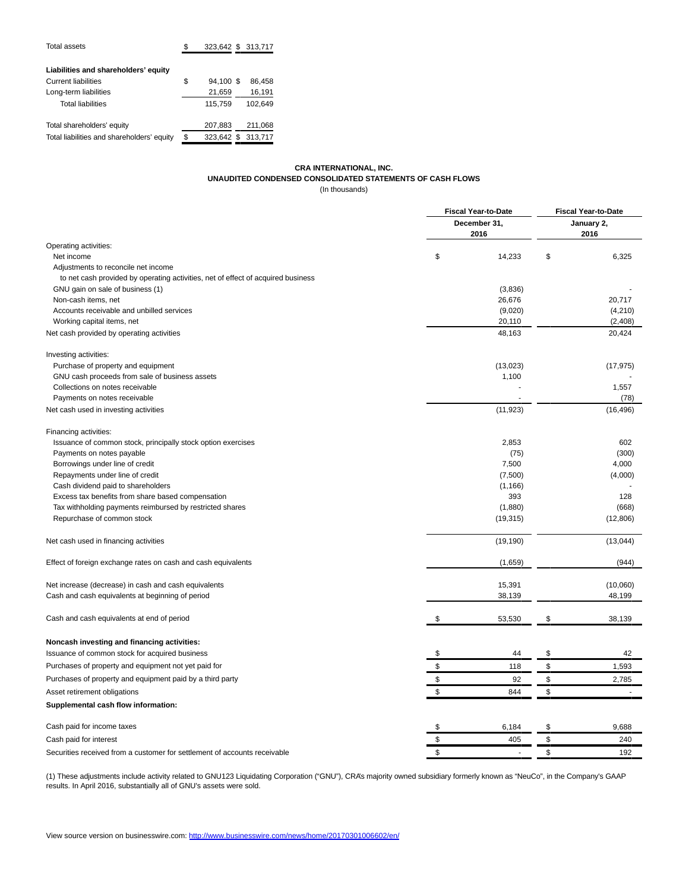| | | |
|---|---|---|
| Total assets | $ 323,642 | $ 313,717 |
| **Liabilities and shareholders' equity** | | |
| Current liabilities | $ 94,100 | $ 86,458 |
| Long-term liabilities | 21,659 | 16,191 |
| Total liabilities | 115,759 | 102,649 |
| Total shareholders' equity | 207,883 | 211,068 |
| Total liabilities and shareholders' equity | $ 323,642 | $ 313,717 |

**CRA INTERNATIONAL, INC.**

**UNAUDITED CONDENSED CONSOLIDATED STATEMENTS OF CASH FLOWS**

(In thousands)

| | Fiscal Year-to-Date December 31, 2016 | Fiscal Year-to-Date January 2, 2016 |
|---|---|---|
| Operating activities: | | |
| Net income | $ 14,233 | $ 6,325 |
| Adjustments to reconcile net income to net cash provided by operating activities, net of effect of acquired business | | |
| GNU gain on sale of business (1) | (3,836) | - |
| Non-cash items, net | 26,676 | 20,717 |
| Accounts receivable and unbilled services | (9,020) | (4,210) |
| Working capital items, net | 20,110 | (2,408) |
| Net cash provided by operating activities | 48,163 | 20,424 |
| Investing activities: | | |
| Purchase of property and equipment | (13,023) | (17,975) |
| GNU cash proceeds from sale of business assets | 1,100 | - |
| Collections on notes receivable | - | 1,557 |
| Payments on notes receivable | - | (78) |
| Net cash used in investing activities | (11,923) | (16,496) |
| Financing activities: | | |
| Issuance of common stock, principally stock option exercises | 2,853 | 602 |
| Payments on notes payable | (75) | (300) |
| Borrowings under line of credit | 7,500 | 4,000 |
| Repayments under line of credit | (7,500) | (4,000) |
| Cash dividend paid to shareholders | (1,166) | - |
| Excess tax benefits from share based compensation | 393 | 128 |
| Tax withholding payments reimbursed by restricted shares | (1,880) | (668) |
| Repurchase of common stock | (19,315) | (12,806) |
| Net cash used in financing activities | (19,190) | (13,044) |
| Effect of foreign exchange rates on cash and cash equivalents | (1,659) | (944) |
| Net increase (decrease) in cash and cash equivalents | 15,391 | (10,060) |
| Cash and cash equivalents at beginning of period | 38,139 | 48,199 |
| Cash and cash equivalents at end of period | $ 53,530 | $ 38,139 |
| **Noncash investing and financing activities:** | | |
| Issuance of common stock for acquired business | $ 44 | $ 42 |
| Purchases of property and equipment not yet paid for | $ 118 | $ 1,593 |
| Purchases of property and equipment paid by a third party | $ 92 | $ 2,785 |
| Asset retirement obligations | $ 844 | $ - |
| **Supplemental cash flow information:** | | |
| Cash paid for income taxes | $ 6,184 | $ 9,688 |
| Cash paid for interest | $ 405 | $ 240 |
| Securities received from a customer for settlement of accounts receivable | $ - | $ 192 |

(1) These adjustments include activity related to GNU123 Liquidating Corporation ("GNU"), CRA's majority owned subsidiary formerly known as "NeuCo", in the Company's GAAP results. In April 2016, substantially all of GNU's assets were sold.

View source version on businesswire.com: http://www.businesswire.com/news/home/20170301006602/en/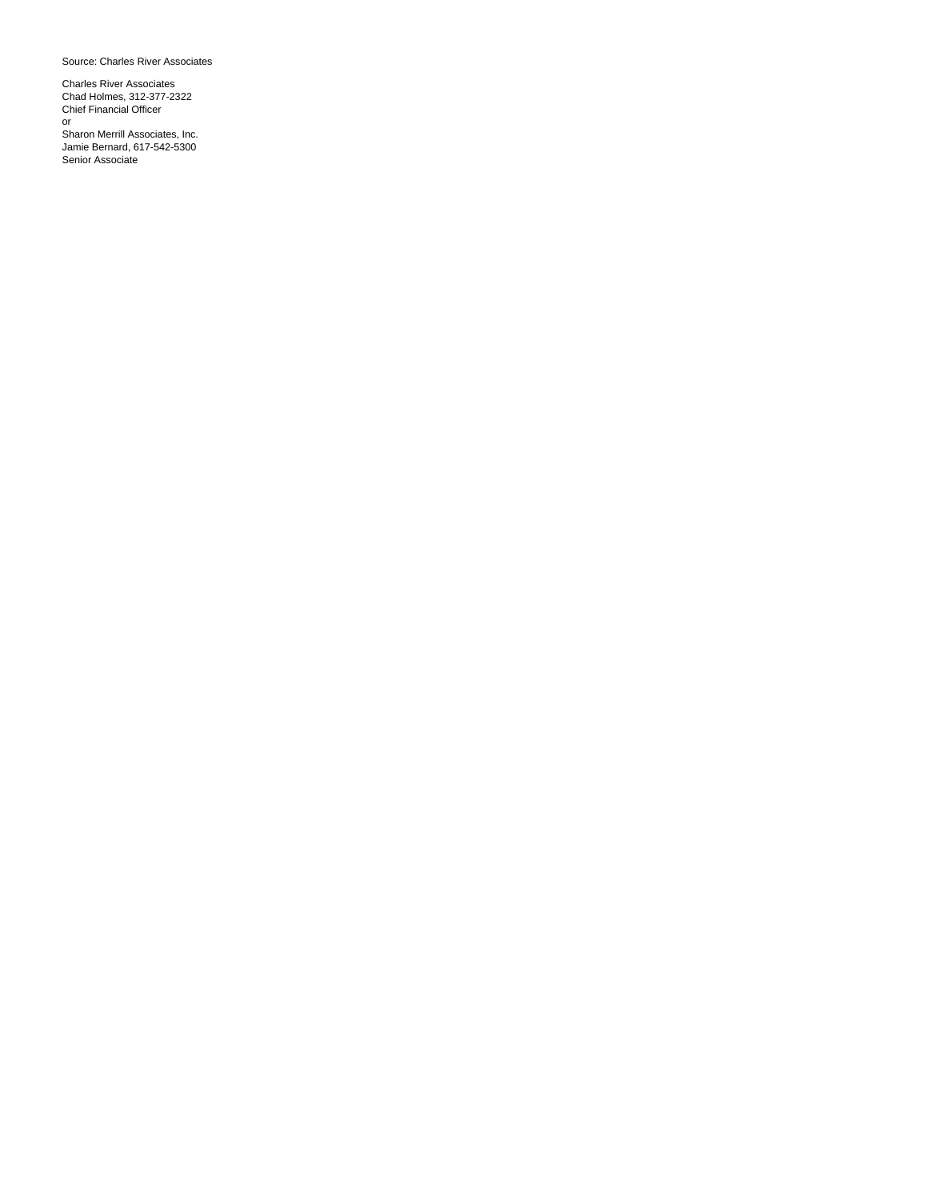Source: Charles River Associates

Charles River Associates
Chad Holmes, 312-377-2322
Chief Financial Officer
or
Sharon Merrill Associates, Inc.
Jamie Bernard, 617-542-5300
Senior Associate